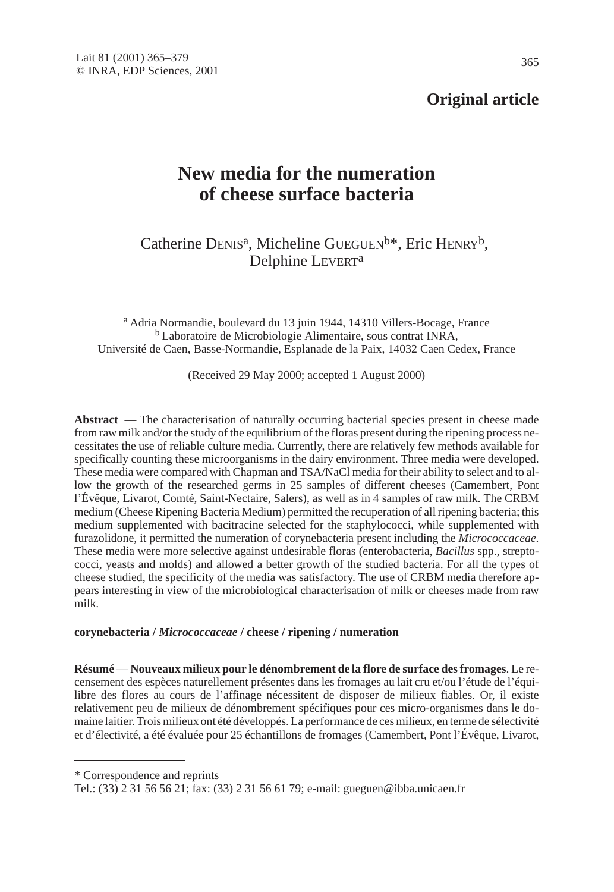**Original article**

# New media for the numeration of cheese surface bacteria

Catherine DENIS[a], Micheline GUEGUEN[b]*, Eric HENRY[b], Delphine LEVERT[a]

[a] Adria Normandie, boulevard du 13 juin 1944, 14310 Villers-Bocage, France
[b] Laboratoire de Microbiologie Alimentaire, sous contrat INRA, Université de Caen, Basse-Normandie, Esplanade de la Paix, 14032 Caen Cedex, France

(Received 29 May 2000; accepted 1 August 2000)

**Abstract** — The characterisation of naturally occurring bacterial species present in cheese made from raw milk and/or the study of the equilibrium of the floras present during the ripening process necessitates the use of reliable culture media. Currently, there are relatively few methods available for specifically counting these microorganisms in the dairy environment. Three media were developed. These media were compared with Chapman and TSA/NaCl media for their ability to select and to allow the growth of the researched germs in 25 samples of different cheeses (Camembert, Pont l'Évêque, Livarot, Comté, Saint-Nectaire, Salers), as well as in 4 samples of raw milk. The CRBM medium (Cheese Ripening Bacteria Medium) permitted the recuperation of all ripening bacteria; this medium supplemented with bacitracine selected for the staphylococci, while supplemented with furazolidone, it permitted the numeration of corynebacteria present including the *Micrococcaceae*. These media were more selective against undesirable floras (enterobacteria, *Bacillus* spp., streptococci, yeasts and molds) and allowed a better growth of the studied bacteria. For all the types of cheese studied, the specificity of the media was satisfactory. The use of CRBM media therefore appears interesting in view of the microbiological characterisation of milk or cheeses made from raw milk.

**corynebacteria / *Micrococcaceae* / cheese / ripening / numeration**

**Résumé** — **Nouveaux milieux pour le dénombrement de la flore de surface des fromages**. Le recensement des espèces naturellement présentes dans les fromages au lait cru et/ou l'étude de l'équilibre des flores au cours de l'affinage nécessitent de disposer de milieux fiables. Or, il existe relativement peu de milieux de dénombrement spécifiques pour ces micro-organismes dans le domaine laitier. Trois milieux ont été développés. La performance de ces milieux, en terme de sélectivité et d'électivité, a été évaluée pour 25 échantillons de fromages (Camembert, Pont l'Évêque, Livarot,

---

\* Correspondence and reprints
Tel.: (33) 2 31 56 56 21; fax: (33) 2 31 56 61 79; e-mail: gueguen@ibba.unicaen.fr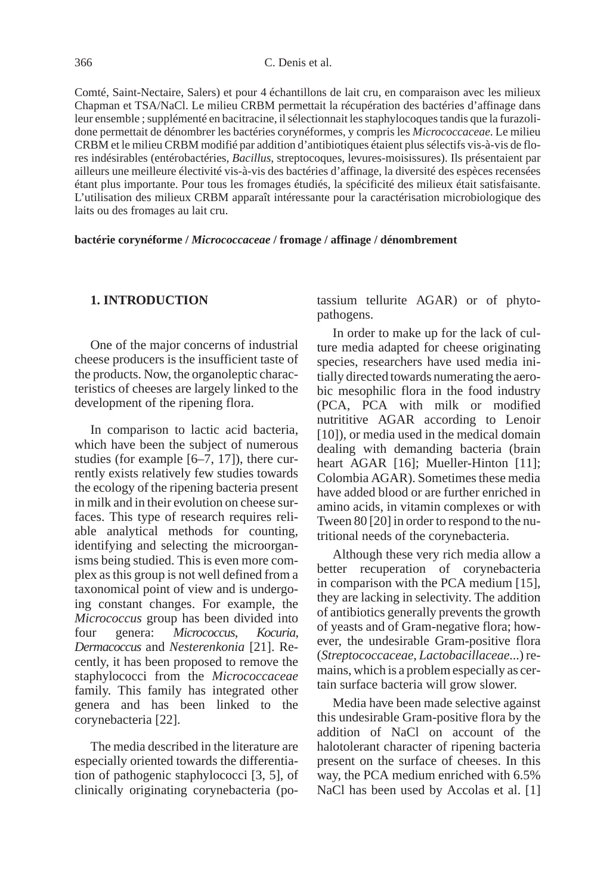Comté, Saint-Nectaire, Salers) et pour 4 échantillons de lait cru, en comparaison avec les milieux Chapman et TSA/NaCl. Le milieu CRBM permettait la récupération des bactéries d'affinage dans leur ensemble ; supplémenté en bacitracine, il sélectionnait les staphylocoques tandis que la furazolidone permettait de dénombrer les bactéries corynéformes, y compris les *Micrococcaceae*. Le milieu CRBM et le milieu CRBM modifié par addition d'antibiotiques étaient plus sélectifs vis-à-vis de flores indésirables (entérobactéries, *Bacillus*, streptocoques, levures-moisissures). Ils présentaient par ailleurs une meilleure électivité vis-à-vis des bactéries d'affinage, la diversité des espèces recensées étant plus importante. Pour tous les fromages étudiés, la spécificité des milieux était satisfaisante. L'utilisation des milieux CRBM apparaît intéressante pour la caractérisation microbiologique des laits ou des fromages au lait cru.

**bactérie corynéforme / *Micrococcaceae* / fromage / affinage / dénombrement**

## 1. INTRODUCTION

One of the major concerns of industrial cheese producers is the insufficient taste of the products. Now, the organoleptic characteristics of cheeses are largely linked to the development of the ripening flora.

In comparison to lactic acid bacteria, which have been the subject of numerous studies (for example [6–7, 17]), there currently exists relatively few studies towards the ecology of the ripening bacteria present in milk and in their evolution on cheese surfaces. This type of research requires reliable analytical methods for counting, identifying and selecting the microorganisms being studied. This is even more complex as this group is not well defined from a taxonomical point of view and is undergoing constant changes. For example, the *Micrococcus* group has been divided into four genera: *Micrococcus*, *Kocuria*, *Dermacoccus* and *Nesterenkonia* [21]. Recently, it has been proposed to remove the staphylococci from the *Micrococcaceae* family. This family has integrated other genera and has been linked to the corynebacteria [22].

The media described in the literature are especially oriented towards the differentiation of pathogenic staphylococci [3, 5], of clinically originating corynebacteria (potassium tellurite AGAR) or of phytopathogens.

In order to make up for the lack of culture media adapted for cheese originating species, researchers have used media initially directed towards numerating the aerobic mesophilic flora in the food industry (PCA, PCA with milk or modified nutritive AGAR according to Lenoir [10]), or media used in the medical domain dealing with demanding bacteria (brain heart AGAR [16]; Mueller-Hinton [11]; Colombia AGAR). Sometimes these media have added blood or are further enriched in amino acids, in vitamin complexes or with Tween 80 [20] in order to respond to the nutritional needs of the corynebacteria.

Although these very rich media allow a better recuperation of corynebacteria in comparison with the PCA medium [15], they are lacking in selectivity. The addition of antibiotics generally prevents the growth of yeasts and of Gram-negative flora; however, the undesirable Gram-positive flora (*Streptococcaceae*, *Lactobacillaceae*...) remains, which is a problem especially as certain surface bacteria will grow slower.

Media have been made selective against this undesirable Gram-positive flora by the addition of NaCl on account of the halotolerant character of ripening bacteria present on the surface of cheeses. In this way, the PCA medium enriched with 6.5% NaCl has been used by Accolas et al. [1]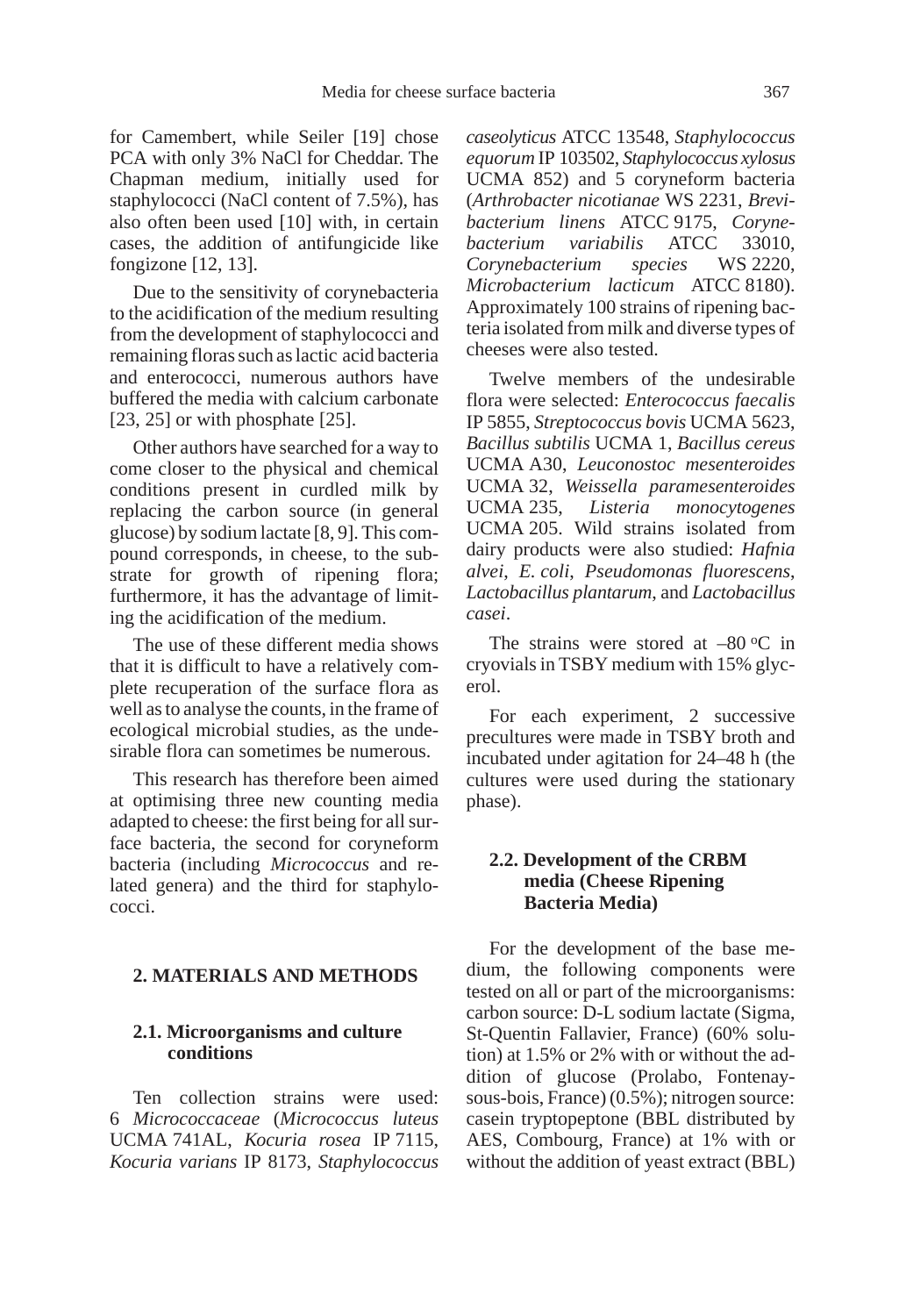for Camembert, while Seiler [19] chose PCA with only 3% NaCl for Cheddar. The Chapman medium, initially used for staphylococci (NaCl content of 7.5%), has also often been used [10] with, in certain cases, the addition of antifungicide like fongizone [12, 13].

Due to the sensitivity of corynebacteria to the acidification of the medium resulting from the development of staphylococci and remaining floras such as lactic acid bacteria and enterococci, numerous authors have buffered the media with calcium carbonate [23, 25] or with phosphate [25].

Other authors have searched for a way to come closer to the physical and chemical conditions present in curdled milk by replacing the carbon source (in general glucose) by sodium lactate [8, 9]. This compound corresponds, in cheese, to the substrate for growth of ripening flora; furthermore, it has the advantage of limiting the acidification of the medium.

The use of these different media shows that it is difficult to have a relatively complete recuperation of the surface flora as well as to analyse the counts, in the frame of ecological microbial studies, as the undesirable flora can sometimes be numerous.

This research has therefore been aimed at optimising three new counting media adapted to cheese: the first being for all surface bacteria, the second for coryneform bacteria (including *Micrococcus* and related genera) and the third for staphylococci.

## 2. MATERIALS AND METHODS

### 2.1. Microorganisms and culture conditions

Ten collection strains were used: 6 *Micrococcaceae* (*Micrococcus luteus* UCMA 741AL, *Kocuria rosea* IP 7115, *Kocuria varians* IP 8173, *Staphylococcus caseolyticus* ATCC 13548, *Staphylococcus equorum* IP 103502, *Staphylococcus xylosus* UCMA 852) and 5 coryneform bacteria (*Arthrobacter nicotianae* WS 2231, *Brevibacterium linens* ATCC 9175, *Corynebacterium variabilis* ATCC 33010, *Corynebacterium species* WS 2220, *Microbacterium lacticum* ATCC 8180). Approximately 100 strains of ripening bacteria isolated from milk and diverse types of cheeses were also tested.

Twelve members of the undesirable flora were selected: *Enterococcus faecalis* IP 5855, *Streptococcus bovis* UCMA 5623, *Bacillus subtilis* UCMA 1, *Bacillus cereus* UCMA A30, *Leuconostoc mesenteroides* UCMA 32, *Weissella paramesenteroides* UCMA 235, *Listeria monocytogenes* UCMA 205. Wild strains isolated from dairy products were also studied: *Hafnia alvei*, *E. coli*, *Pseudomonas fluorescens*, *Lactobacillus plantarum*, and *Lactobacillus casei*.

The strains were stored at –80 °C in cryovials in TSBY medium with 15% glycerol.

For each experiment, 2 successive precultures were made in TSBY broth and incubated under agitation for 24–48 h (the cultures were used during the stationary phase).

### 2.2. Development of the CRBM media (Cheese Ripening Bacteria Media)

For the development of the base medium, the following components were tested on all or part of the microorganisms: carbon source: D-L sodium lactate (Sigma, St-Quentin Fallavier, France) (60% solution) at 1.5% or 2% with or without the addition of glucose (Prolabo, Fontenay-sous-bois, France) (0.5%); nitrogen source: casein tryptopeptone (BBL distributed by AES, Combourg, France) at 1% with or without the addition of yeast extract (BBL)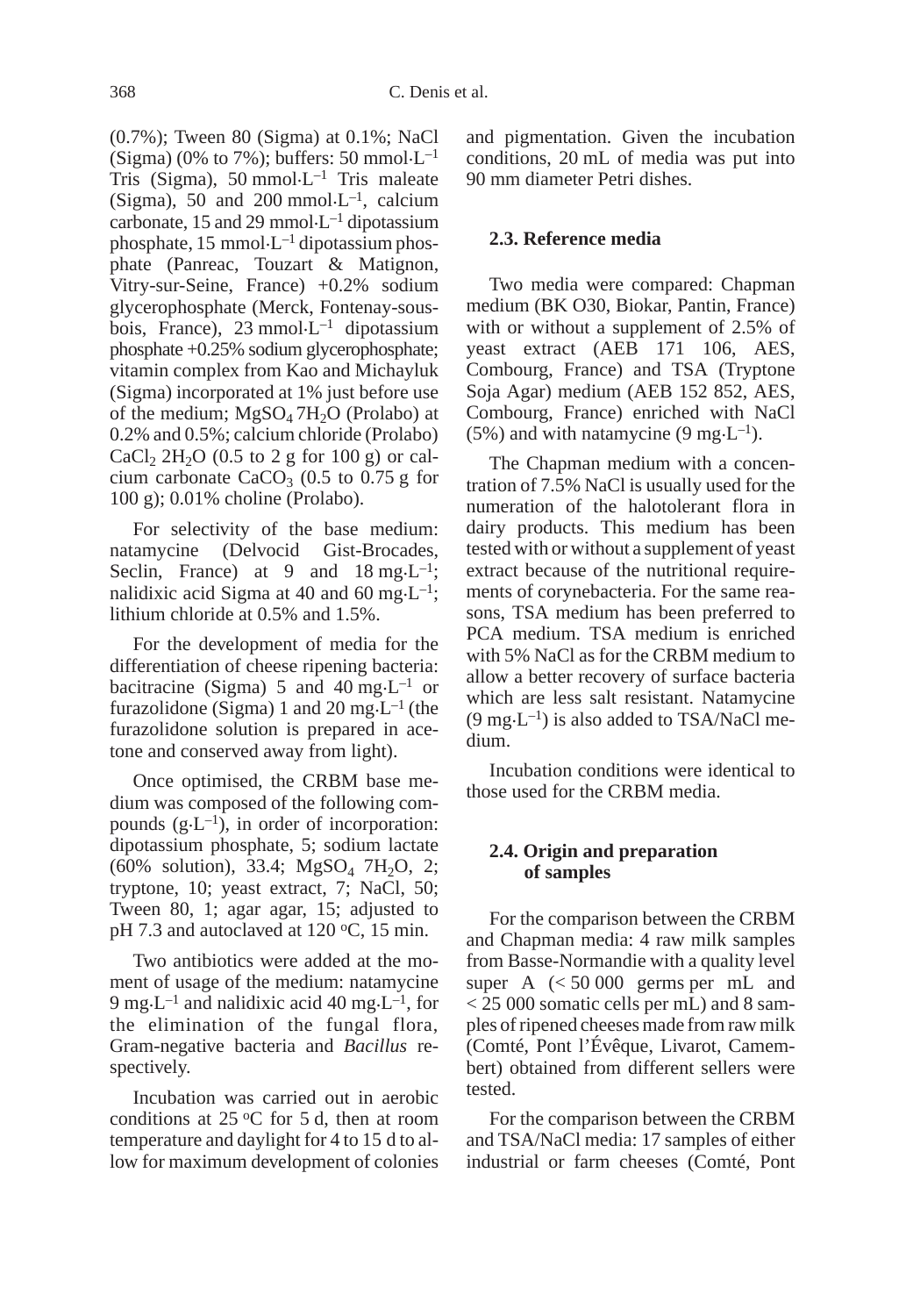(0.7%); Tween 80 (Sigma) at 0.1%; NaCl (Sigma) (0% to 7%); buffers: 50 mmol·L$^{-1}$ Tris (Sigma), 50 mmol·L$^{-1}$ Tris maleate (Sigma), 50 and 200 mmol·L$^{-1}$, calcium carbonate, 15 and 29 mmol·L$^{-1}$ dipotassium phosphate, 15 mmol·L$^{-1}$ dipotassium phosphate (Panreac, Touzart & Matignon, Vitry-sur-Seine, France) +0.2% sodium glycerophosphate (Merck, Fontenay-sous-bois, France), 23 mmol·L$^{-1}$ dipotassium phosphate +0.25% sodium glycerophosphate; vitamin complex from Kao and Michayluk (Sigma) incorporated at 1% just before use of the medium; $MgSO_4\,7H_2O$ (Prolabo) at 0.2% and 0.5%; calcium chloride (Prolabo) $CaCl_2\,2H_2O$ (0.5 to 2 g for 100 g) or calcium carbonate $CaCO_3$ (0.5 to 0.75 g for 100 g); 0.01% choline (Prolabo).

For selectivity of the base medium: natamycine (Delvocid Gist-Brocades, Seclin, France) at 9 and 18 mg·L$^{-1}$; nalidixic acid Sigma at 40 and 60 mg·L$^{-1}$; lithium chloride at 0.5% and 1.5%.

For the development of media for the differentiation of cheese ripening bacteria: bacitracine (Sigma) 5 and 40 mg·L$^{-1}$ or furazolidone (Sigma) 1 and 20 mg·L$^{-1}$ (the furazolidone solution is prepared in acetone and conserved away from light).

Once optimised, the CRBM base medium was composed of the following compounds (g·L$^{-1}$), in order of incorporation: dipotassium phosphate, 5; sodium lactate (60% solution), 33.4; $MgSO_4$ $7H_2O$, 2; tryptone, 10; yeast extract, 7; NaCl, 50; Tween 80, 1; agar agar, 15; adjusted to pH 7.3 and autoclaved at 120 °C, 15 min.

Two antibiotics were added at the moment of usage of the medium: natamycine 9 mg·L$^{-1}$ and nalidixic acid 40 mg·L$^{-1}$, for the elimination of the fungal flora, Gram-negative bacteria and *Bacillus* respectively.

Incubation was carried out in aerobic conditions at 25 °C for 5 d, then at room temperature and daylight for 4 to 15 d to allow for maximum development of colonies and pigmentation. Given the incubation conditions, 20 mL of media was put into 90 mm diameter Petri dishes.

### 2.3. Reference media

Two media were compared: Chapman medium (BK O30, Biokar, Pantin, France) with or without a supplement of 2.5% of yeast extract (AEB 171 106, AES, Combourg, France) and TSA (Tryptone Soja Agar) medium (AEB 152 852, AES, Combourg, France) enriched with NaCl (5%) and with natamycine (9 mg·L$^{-1}$).

The Chapman medium with a concentration of 7.5% NaCl is usually used for the numeration of the halotolerant flora in dairy products. This medium has been tested with or without a supplement of yeast extract because of the nutritional requirements of corynebacteria. For the same reasons, TSA medium has been preferred to PCA medium. TSA medium is enriched with 5% NaCl as for the CRBM medium to allow a better recovery of surface bacteria which are less salt resistant. Natamycine (9 mg·L$^{-1}$) is also added to TSA/NaCl medium.

Incubation conditions were identical to those used for the CRBM media.

### 2.4. Origin and preparation of samples

For the comparison between the CRBM and Chapman media: 4 raw milk samples from Basse-Normandie with a quality level super A (< 50 000 germs per mL and < 25 000 somatic cells per mL) and 8 samples of ripened cheeses made from raw milk (Comté, Pont l'Évêque, Livarot, Camembert) obtained from different sellers were tested.

For the comparison between the CRBM and TSA/NaCl media: 17 samples of either industrial or farm cheeses (Comté, Pont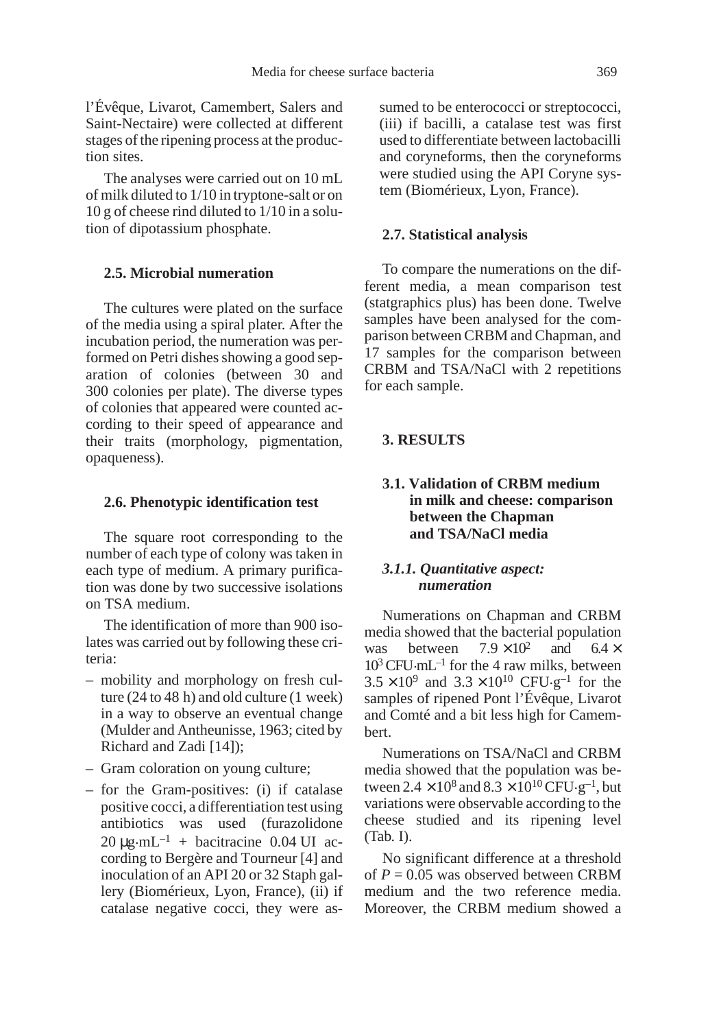l'Évêque, Livarot, Camembert, Salers and Saint-Nectaire) were collected at different stages of the ripening process at the production sites.

The analyses were carried out on 10 mL of milk diluted to 1/10 in tryptone-salt or on 10 g of cheese rind diluted to 1/10 in a solution of dipotassium phosphate.

### 2.5. Microbial numeration

The cultures were plated on the surface of the media using a spiral plater. After the incubation period, the numeration was performed on Petri dishes showing a good separation of colonies (between 30 and 300 colonies per plate). The diverse types of colonies that appeared were counted according to their speed of appearance and their traits (morphology, pigmentation, opaqueness).

### 2.6. Phenotypic identification test

The square root corresponding to the number of each type of colony was taken in each type of medium. A primary purification was done by two successive isolations on TSA medium.

The identification of more than 900 isolates was carried out by following these criteria:

- mobility and morphology on fresh culture (24 to 48 h) and old culture (1 week) in a way to observe an eventual change (Mulder and Antheunisse, 1963; cited by Richard and Zadi [14]);
- Gram coloration on young culture;
- for the Gram-positives: (i) if catalase positive cocci, a differentiation test using antibiotics was used (furazolidone 20 $\mu g \cdot mL^{-1}$ + bacitracine 0.04 UI according to Bergère and Tourneur [4] and inoculation of an API 20 or 32 Staph gallery (Biomérieux, Lyon, France), (ii) if catalase negative cocci, they were assumed to be enterococci or streptococci, (iii) if bacilli, a catalase test was first used to differentiate between lactobacilli and coryneforms, then the coryneforms were studied using the API Coryne system (Biomérieux, Lyon, France).

### 2.7. Statistical analysis

To compare the numerations on the different media, a mean comparison test (statgraphics plus) has been done. Twelve samples have been analysed for the comparison between CRBM and Chapman, and 17 samples for the comparison between CRBM and TSA/NaCl with 2 repetitions for each sample.

## 3. RESULTS

### 3.1. Validation of CRBM medium in milk and cheese: comparison between the Chapman and TSA/NaCl media

#### *3.1.1. Quantitative aspect: numeration*

Numerations on Chapman and CRBM media showed that the bacterial population was between $7.9 \times 10^2$ and $6.4 \times 10^3$ $CFU \cdot mL^{-1}$ for the 4 raw milks, between $3.5 \times 10^9$ and $3.3 \times 10^{10}$ $CFU \cdot g^{-1}$ for the samples of ripened Pont l'Évêque, Livarot and Comté and a bit less high for Camembert.

Numerations on TSA/NaCl and CRBM media showed that the population was between $2.4 \times 10^8$ and $8.3 \times 10^{10}$ $CFU \cdot g^{-1}$, but variations were observable according to the cheese studied and its ripening level (Tab. I).

No significant difference at a threshold of $P = 0.05$ was observed between CRBM medium and the two reference media. Moreover, the CRBM medium showed a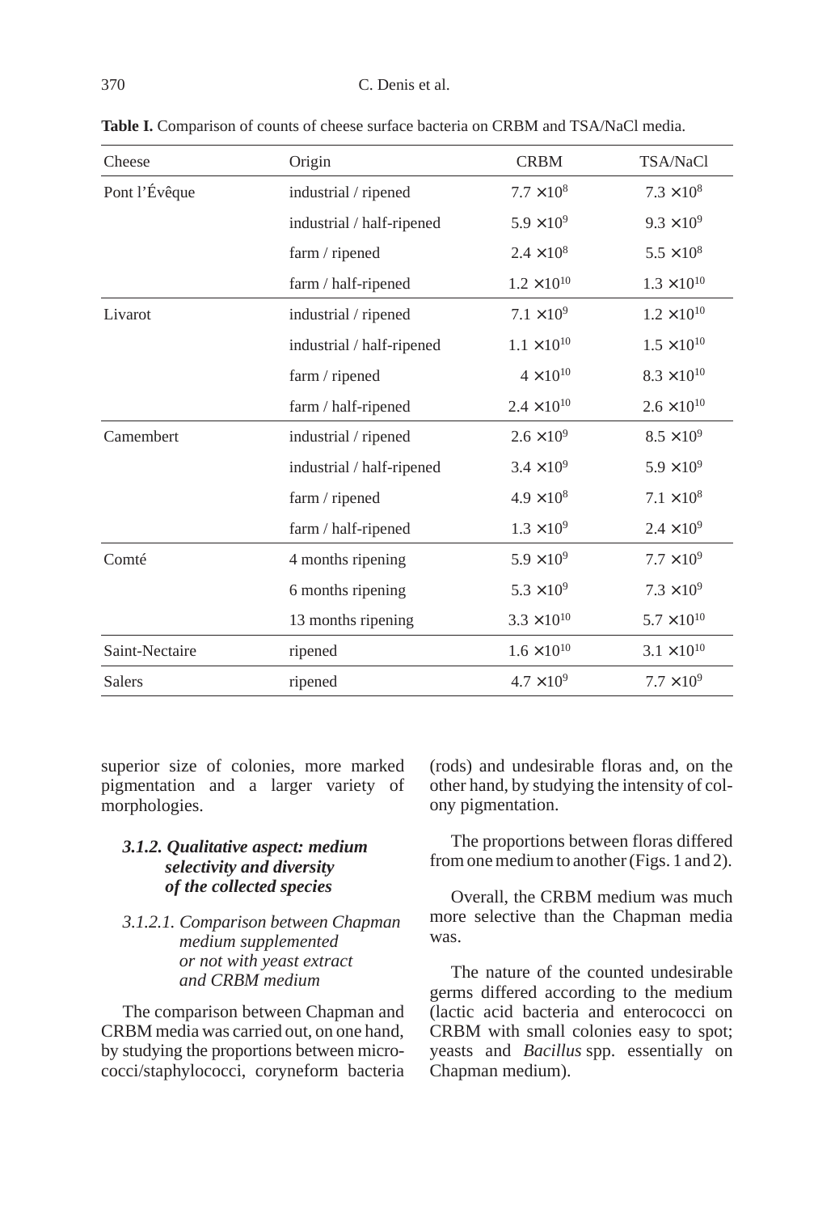**Table I.** Comparison of counts of cheese surface bacteria on CRBM and TSA/NaCl media.

| Cheese | Origin | CRBM | TSA/NaCl |
|---|---|---|---|
| Pont l'Évêque | industrial / ripened | $7.7 \times 10^{8}$ | $7.3 \times 10^{8}$ |
| | industrial / half-ripened | $5.9 \times 10^{9}$ | $9.3 \times 10^{9}$ |
| | farm / ripened | $2.4 \times 10^{8}$ | $5.5 \times 10^{8}$ |
| | farm / half-ripened | $1.2 \times 10^{10}$ | $1.3 \times 10^{10}$ |
| Livarot | industrial / ripened | $7.1 \times 10^{9}$ | $1.2 \times 10^{10}$ |
| | industrial / half-ripened | $1.1 \times 10^{10}$ | $1.5 \times 10^{10}$ |
| | farm / ripened | $4 \times 10^{10}$ | $8.3 \times 10^{10}$ |
| | farm / half-ripened | $2.4 \times 10^{10}$ | $2.6 \times 10^{10}$ |
| Camembert | industrial / ripened | $2.6 \times 10^{9}$ | $8.5 \times 10^{9}$ |
| | industrial / half-ripened | $3.4 \times 10^{9}$ | $5.9 \times 10^{9}$ |
| | farm / ripened | $4.9 \times 10^{8}$ | $7.1 \times 10^{8}$ |
| | farm / half-ripened | $1.3 \times 10^{9}$ | $2.4 \times 10^{9}$ |
| Comté | 4 months ripening | $5.9 \times 10^{9}$ | $7.7 \times 10^{9}$ |
| | 6 months ripening | $5.3 \times 10^{9}$ | $7.3 \times 10^{9}$ |
| | 13 months ripening | $3.3 \times 10^{10}$ | $5.7 \times 10^{10}$ |
| Saint-Nectaire | ripened | $1.6 \times 10^{10}$ | $3.1 \times 10^{10}$ |
| Salers | ripened | $4.7 \times 10^{9}$ | $7.7 \times 10^{9}$ |

superior size of colonies, more marked pigmentation and a larger variety of morphologies.

#### *3.1.2. Qualitative aspect: medium selectivity and diversity of the collected species*

##### *3.1.2.1. Comparison between Chapman medium supplemented or not with yeast extract and CRBM medium*

The comparison between Chapman and CRBM media was carried out, on one hand, by studying the proportions between micrococci/staphylococci, coryneform bacteria (rods) and undesirable floras and, on the other hand, by studying the intensity of colony pigmentation.

The proportions between floras differed from one medium to another (Figs. 1 and 2).

Overall, the CRBM medium was much more selective than the Chapman media was.

The nature of the counted undesirable germs differed according to the medium (lactic acid bacteria and enterococci on CRBM with small colonies easy to spot; yeasts and *Bacillus* spp. essentially on Chapman medium).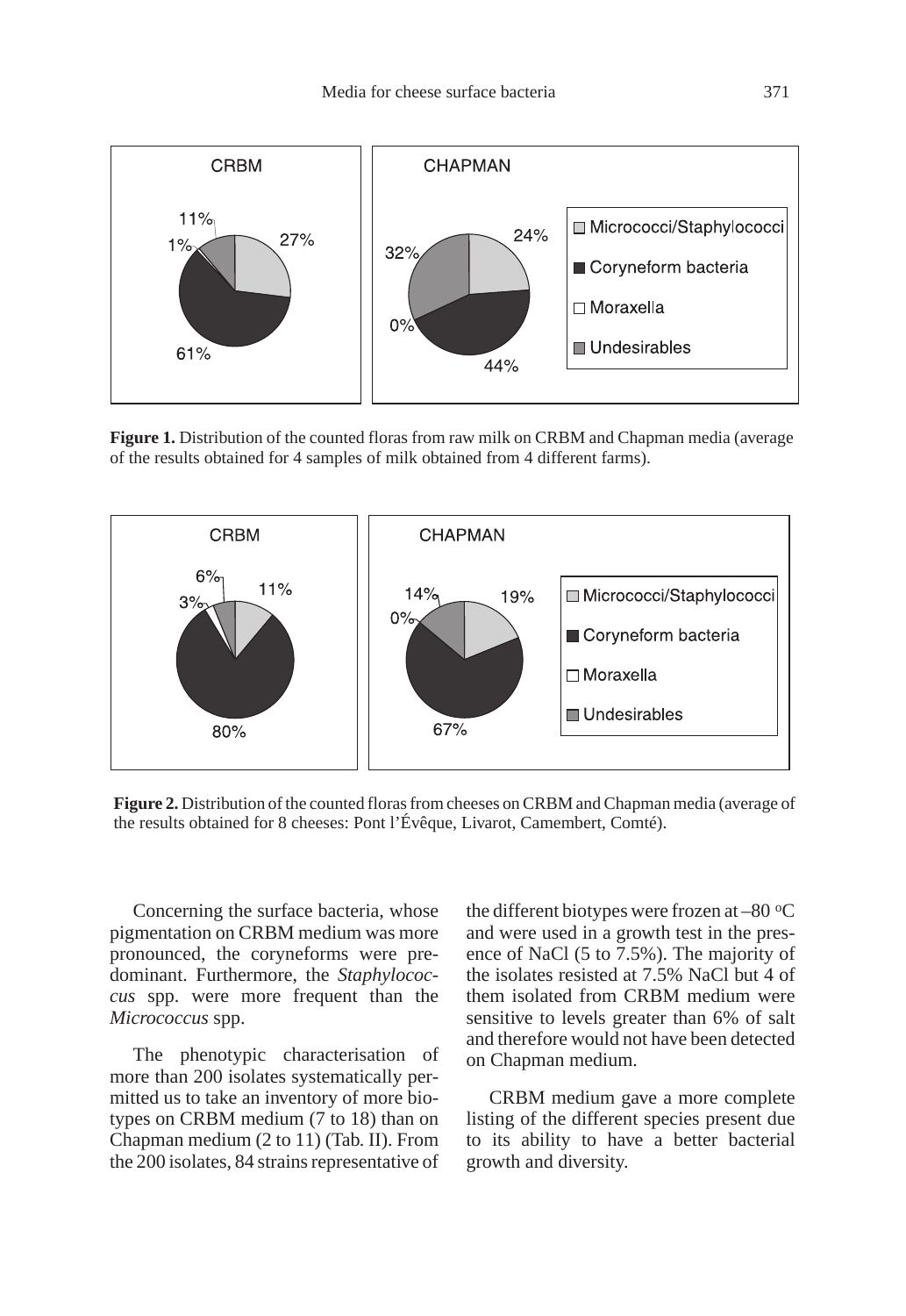**Figure 1.** Distribution of the counted floras from raw milk on CRBM and Chapman media (average of the results obtained for 4 samples of milk obtained from 4 different farms).

**Figure 2.** Distribution of the counted floras from cheeses on CRBM and Chapman media (average of the results obtained for 8 cheeses: Pont l'Évêque, Livarot, Camembert, Comté).

Concerning the surface bacteria, whose pigmentation on CRBM medium was more pronounced, the coryneforms were predominant. Furthermore, the *Staphylococcus* spp. were more frequent than the *Micrococcus* spp.

The phenotypic characterisation of more than 200 isolates systematically permitted us to take an inventory of more biotypes on CRBM medium (7 to 18) than on Chapman medium (2 to 11) (Tab. II). From the 200 isolates, 84 strains representative of the different biotypes were frozen at –80 °C and were used in a growth test in the presence of NaCl (5 to 7.5%). The majority of the isolates resisted at 7.5% NaCl but 4 of them isolated from CRBM medium were sensitive to levels greater than 6% of salt and therefore would not have been detected on Chapman medium.

CRBM medium gave a more complete listing of the different species present due to its ability to have a better bacterial growth and diversity.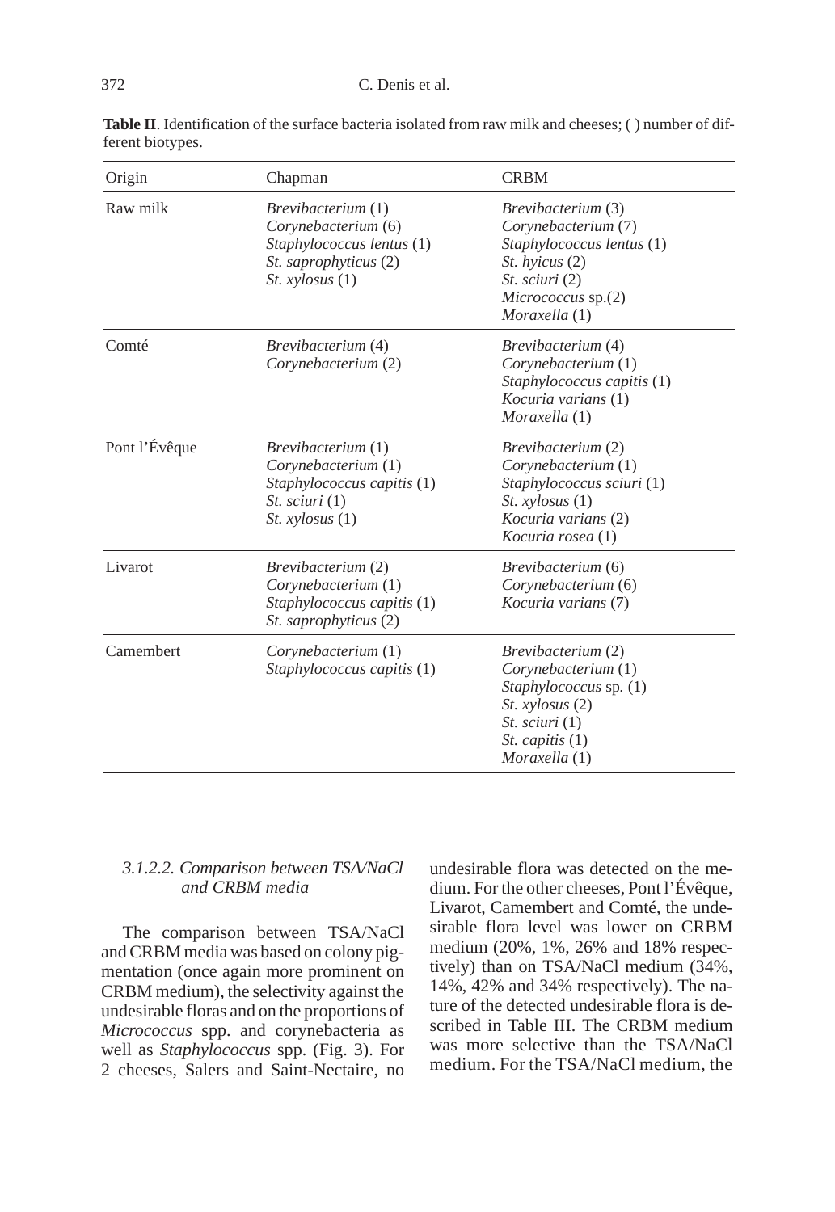**Table II**. Identification of the surface bacteria isolated from raw milk and cheeses; ( ) number of different biotypes.

| Origin | Chapman | CRBM |
|---|---|---|
| Raw milk | *Brevibacterium* (1)<br>*Corynebacterium* (6)<br>*Staphylococcus lentus* (1)<br>*St. saprophyticus* (2)<br>*St. xylosus* (1) | *Brevibacterium* (3)<br>*Corynebacterium* (7)<br>*Staphylococcus lentus* (1)<br>*St. hyicus* (2)<br>*St. sciuri* (2)<br>*Micrococcus* sp.(2)<br>*Moraxella* (1) |
| Comté | *Brevibacterium* (4)<br>*Corynebacterium* (2) | *Brevibacterium* (4)<br>*Corynebacterium* (1)<br>*Staphylococcus capitis* (1)<br>*Kocuria varians* (1)<br>*Moraxella* (1) |
| Pont l'Évêque | *Brevibacterium* (1)<br>*Corynebacterium* (1)<br>*Staphylococcus capitis* (1)<br>*St. sciuri* (1)<br>*St. xylosus* (1) | *Brevibacterium* (2)<br>*Corynebacterium* (1)<br>*Staphylococcus sciuri* (1)<br>*St. xylosus* (1)<br>*Kocuria varians* (2)<br>*Kocuria rosea* (1) |
| Livarot | *Brevibacterium* (2)<br>*Corynebacterium* (1)<br>*Staphylococcus capitis* (1)<br>*St. saprophyticus* (2) | *Brevibacterium* (6)<br>*Corynebacterium* (6)<br>*Kocuria varians* (7) |
| Camembert | *Corynebacterium* (1)<br>*Staphylococcus capitis* (1) | *Brevibacterium* (2)<br>*Corynebacterium* (1)<br>*Staphylococcus* sp. (1)<br>*St. xylosus* (2)<br>*St. sciuri* (1)<br>*St. capitis* (1)<br>*Moraxella* (1) |

#### *3.1.2.2. Comparison between TSA/NaCl and CRBM media*

The comparison between TSA/NaCl and CRBM media was based on colony pigmentation (once again more prominent on CRBM medium), the selectivity against the undesirable floras and on the proportions of *Micrococcus* spp. and corynebacteria as well as *Staphylococcus* spp. (Fig. 3). For 2 cheeses, Salers and Saint-Nectaire, no undesirable flora was detected on the medium. For the other cheeses, Pont l'Évêque, Livarot, Camembert and Comté, the undesirable flora level was lower on CRBM medium (20%, 1%, 26% and 18% respectively) than on TSA/NaCl medium (34%, 14%, 42% and 34% respectively). The nature of the detected undesirable flora is described in Table III. The CRBM medium was more selective than the TSA/NaCl medium. For the TSA/NaCl medium, the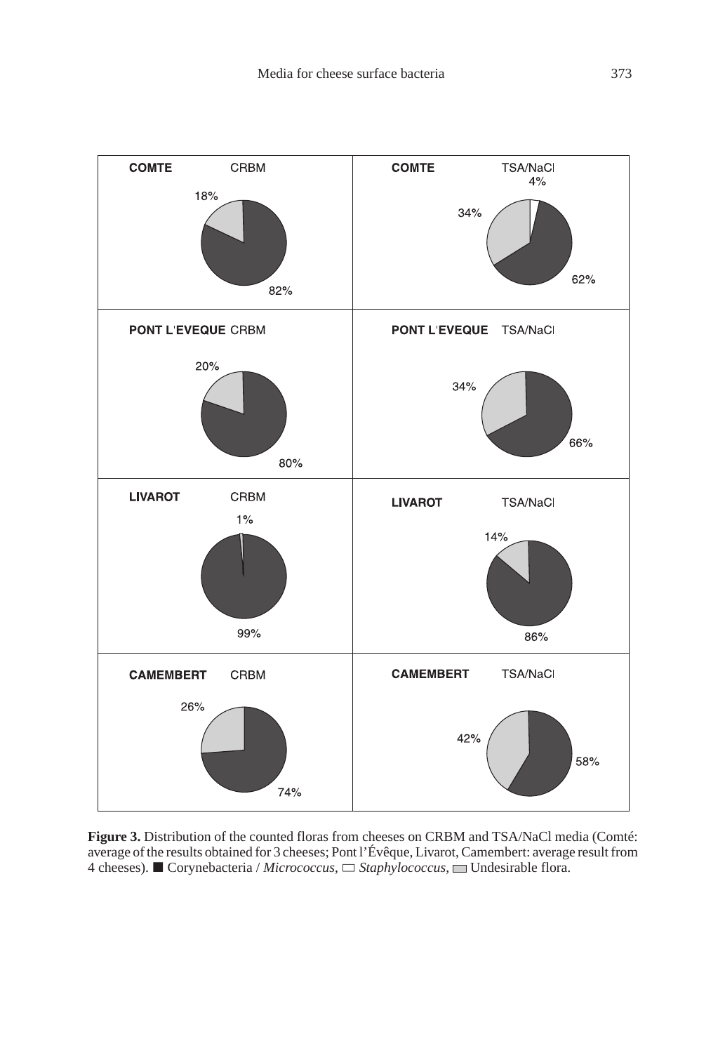| COMTE | CRBM | COMTE | TSA/NaCl |
|---|---|---|---|
| 18% | 82% | 4% / 34% | 62% |
| PONT L'EVEQUE | CRBM | PONT L'EVEQUE | TSA/NaCl |
| 20% | 80% | 34% | 66% |
| LIVAROT | CRBM | LIVAROT | TSA/NaCl |
| 1% | 99% | 14% | 86% |
| CAMEMBERT | CRBM | CAMEMBERT | TSA/NaCl |
| 26% | 74% | 42% | 58% |

**Figure 3.** Distribution of the counted floras from cheeses on CRBM and TSA/NaCl media (Comté: average of the results obtained for 3 cheeses; Pont l'Évêque, Livarot, Camembert: average result from 4 cheeses). ■ Corynebacteria / *Micrococcus*, ▭ *Staphylococcus*, ▭ Undesirable flora.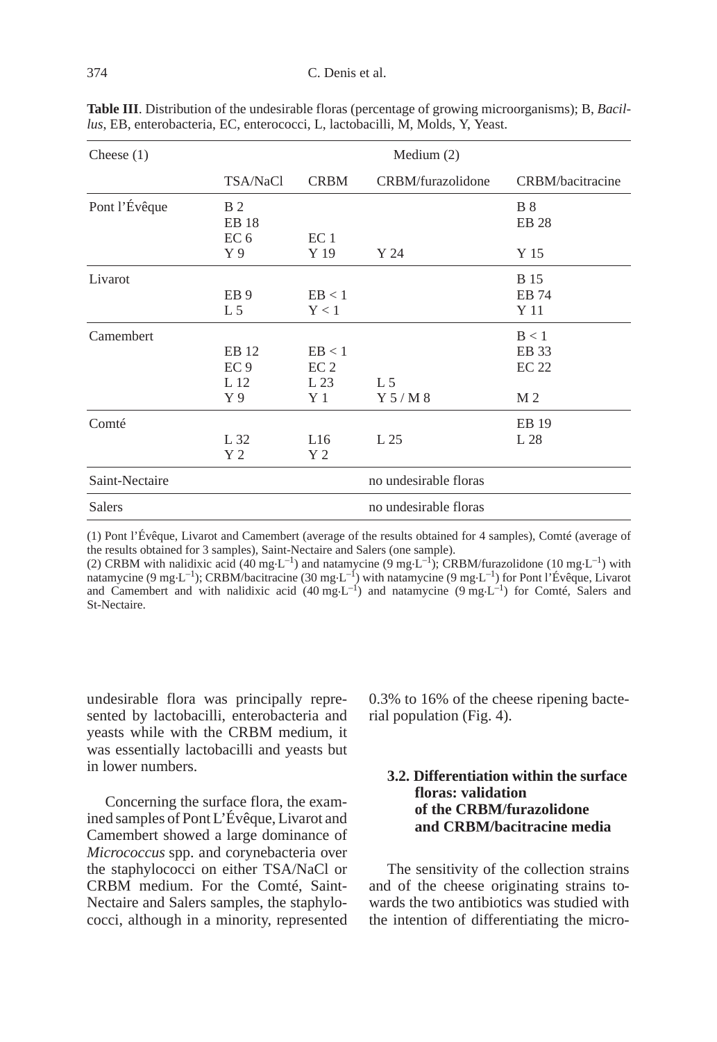**Table III**. Distribution of the undesirable floras (percentage of growing microorganisms); B, *Bacillus*, EB, enterobacteria, EC, enterococci, L, lactobacilli, M, Molds, Y, Yeast.

| Cheese (1) | Medium (2) | | | |
|---|---|---|---|---|
| | TSA/NaCl | CRBM | CRBM/furazolidone | CRBM/bacitracine |
| Pont l'Évêque | B 2<br>EB 18<br>EC 6<br>Y 9 | <br><br>EC 1<br>Y 19 | <br><br><br>Y 24 | B 8<br>EB 28<br><br>Y 15 |
| Livarot | EB 9<br>L 5 | EB < 1<br>Y < 1 | | B 15<br>EB 74<br>Y 11 |
| Camembert | EB 12<br>EC 9<br>L 12<br>Y 9 | EB < 1<br>EC 2<br>L 23<br>Y 1 | <br><br>L 5<br>Y 5 / M 8 | B < 1<br>EB 33<br>EC 22<br>M 2 |
| Comté | L 32<br>Y 2 | L16<br>Y 2 | L 25 | EB 19<br>L 28 |
| Saint-Nectaire | | | no undesirable floras | |
| Salers | | | no undesirable floras | |

(1) Pont l'Évêque, Livarot and Camembert (average of the results obtained for 4 samples), Comté (average of the results obtained for 3 samples), Saint-Nectaire and Salers (one sample).
(2) CRBM with nalidixic acid (40 mg·L$^{-1}$) and natamycine (9 mg·L$^{-1}$); CRBM/furazolidone (10 mg·L$^{-1}$) with natamycine (9 mg·L$^{-1}$); CRBM/bacitracine (30 mg·L$^{-1}$) with natamycine (9 mg·L$^{-1}$) for Pont l'Évêque, Livarot and Camembert and with nalidixic acid (40 mg·L$^{-1}$) and natamycine (9 mg·L$^{-1}$) for Comté, Salers and St-Nectaire.

undesirable flora was principally represented by lactobacilli, enterobacteria and yeasts while with the CRBM medium, it was essentially lactobacilli and yeasts but in lower numbers.

Concerning the surface flora, the examined samples of Pont L'Évêque, Livarot and Camembert showed a large dominance of *Micrococcus* spp. and corynebacteria over the staphylococci on either TSA/NaCl or CRBM medium. For the Comté, Saint-Nectaire and Salers samples, the staphylococci, although in a minority, represented 0.3% to 16% of the cheese ripening bacterial population (Fig. 4).

### 3.2. Differentiation within the surface floras: validation of the CRBM/furazolidone and CRBM/bacitracine media

The sensitivity of the collection strains and of the cheese originating strains towards the two antibiotics was studied with the intention of differentiating the micro-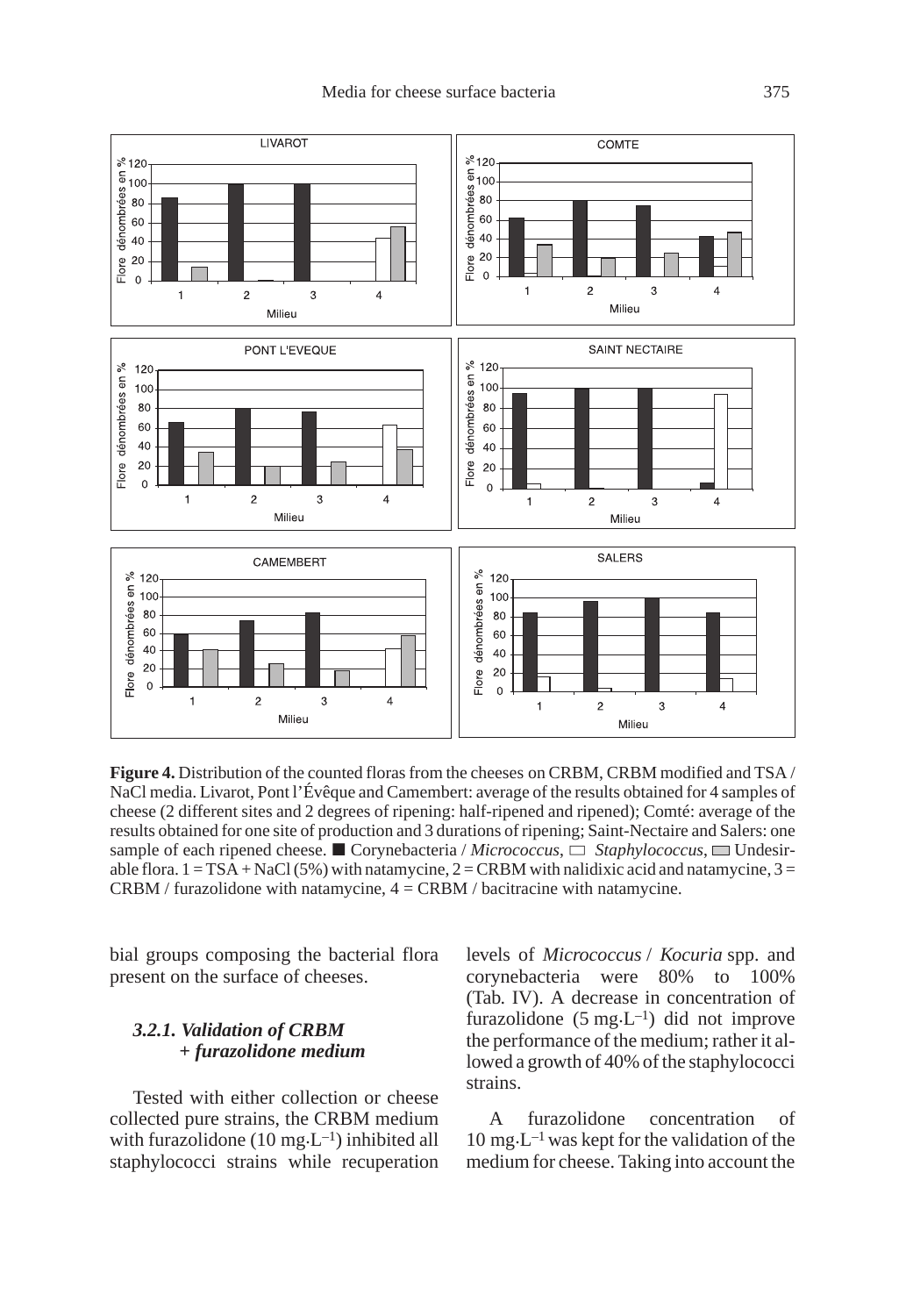**Figure 4.** Distribution of the counted floras from the cheeses on CRBM, CRBM modified and TSA / NaCl media. Livarot, Pont l'Évêque and Camembert: average of the results obtained for 4 samples of cheese (2 different sites and 2 degrees of ripening: half-ripened and ripened); Comté: average of the results obtained for one site of production and 3 durations of ripening; Saint-Nectaire and Salers: one sample of each ripened cheese. ■ Corynebacteria / *Micrococcus*, □ *Staphylococcus*, ▒ Undesirable flora. 1 = TSA + NaCl (5%) with natamycine, 2 = CRBM with nalidixic acid and natamycine, 3 = CRBM / furazolidone with natamycine, 4 = CRBM / bacitracine with natamycine.

bial groups composing the bacterial flora present on the surface of cheeses.

### *3.2.1. Validation of CRBM + furazolidone medium*

Tested with either collection or cheese collected pure strains, the CRBM medium with furazolidone (10 mg·L$^{-1}$) inhibited all staphylococci strains while recuperation levels of *Micrococcus* / *Kocuria* spp. and corynebacteria were 80% to 100% (Tab. IV). A decrease in concentration of furazolidone (5 mg·L$^{-1}$) did not improve the performance of the medium; rather it allowed a growth of 40% of the staphylococci strains.

A furazolidone concentration of 10 mg·L$^{-1}$ was kept for the validation of the medium for cheese. Taking into account the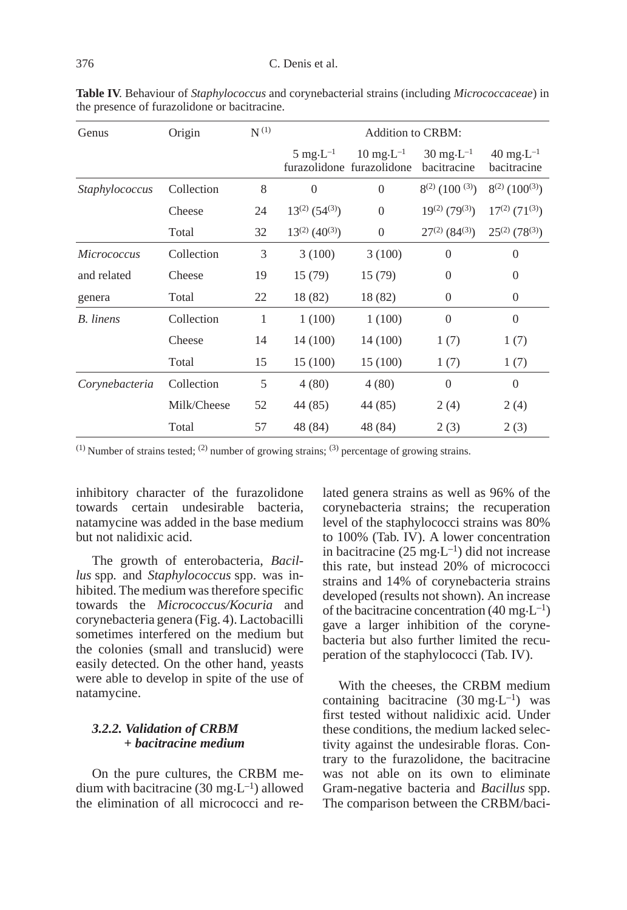**Table IV**. Behaviour of *Staphylococcus* and corynebacterial strains (including *Micrococcaceae*) in the presence of furazolidone or bacitracine.

| Genus | Origin | N [(1)] | Addition to CRBM: | | | |
|---|---|---|---|---|---|---|
| | | | 5 $mg \cdot L^{-1}$ furazolidone | 10 $mg \cdot L^{-1}$ furazolidone | 30 $mg \cdot L^{-1}$ bacitracine | 40 $mg \cdot L^{-1}$ bacitracine |
| *Staphylococcus* | Collection | 8 | 0 | 0 | 8[(2)] (100 [(3)]) | 8[(2)] (100[(3)]) |
| | Cheese | 24 | 13[(2)] (54[(3)]) | 0 | 19[(2)] (79[(3)]) | 17[(2)] (71[(3)]) |
| | Total | 32 | 13[(2)] (40[(3)]) | 0 | 27[(2)] (84[(3)]) | 25[(2)] (78[(3)]) |
| *Micrococcus* and related genera | Collection | 3 | 3 (100) | 3 (100) | 0 | 0 |
| | Cheese | 19 | 15 (79) | 15 (79) | 0 | 0 |
| | Total | 22 | 18 (82) | 18 (82) | 0 | 0 |
| *B. linens* | Collection | 1 | 1 (100) | 1 (100) | 0 | 0 |
| | Cheese | 14 | 14 (100) | 14 (100) | 1 (7) | 1 (7) |
| | Total | 15 | 15 (100) | 15 (100) | 1 (7) | 1 (7) |
| *Corynebacteria* | Collection | 5 | 4 (80) | 4 (80) | 0 | 0 |
| | Milk/Cheese | 52 | 44 (85) | 44 (85) | 2 (4) | 2 (4) |
| | Total | 57 | 48 (84) | 48 (84) | 2 (3) | 2 (3) |

(1) Number of strains tested; (2) number of growing strains; (3) percentage of growing strains.

inhibitory character of the furazolidone towards certain undesirable bacteria, natamycine was added in the base medium but not nalidixic acid.

The growth of enterobacteria, *Bacillus* spp. and *Staphylococcus* spp. was inhibited. The medium was therefore specific towards the *Micrococcus/Kocuria* and corynebacteria genera (Fig. 4). Lactobacilli sometimes interfered on the medium but the colonies (small and translucid) were easily detected. On the other hand, yeasts were able to develop in spite of the use of natamycine.

### *3.2.2. Validation of CRBM + bacitracine medium*

On the pure cultures, the CRBM medium with bacitracine (30 $mg \cdot L^{-1}$) allowed the elimination of all micrococci and related genera strains as well as 96% of the corynebacteria strains; the recuperation level of the staphylococci strains was 80% to 100% (Tab. IV). A lower concentration in bacitracine (25 $mg \cdot L^{-1}$) did not increase this rate, but instead 20% of micrococci strains and 14% of corynebacteria strains developed (results not shown). An increase of the bacitracine concentration (40 $mg \cdot L^{-1}$) gave a larger inhibition of the corynebacteria but also further limited the recuperation of the staphylococci (Tab. IV).

With the cheeses, the CRBM medium containing bacitracine (30 $mg \cdot L^{-1}$) was first tested without nalidixic acid. Under these conditions, the medium lacked selectivity against the undesirable floras. Contrary to the furazolidone, the bacitracine was not able on its own to eliminate Gram-negative bacteria and *Bacillus* spp. The comparison between the CRBM/baci-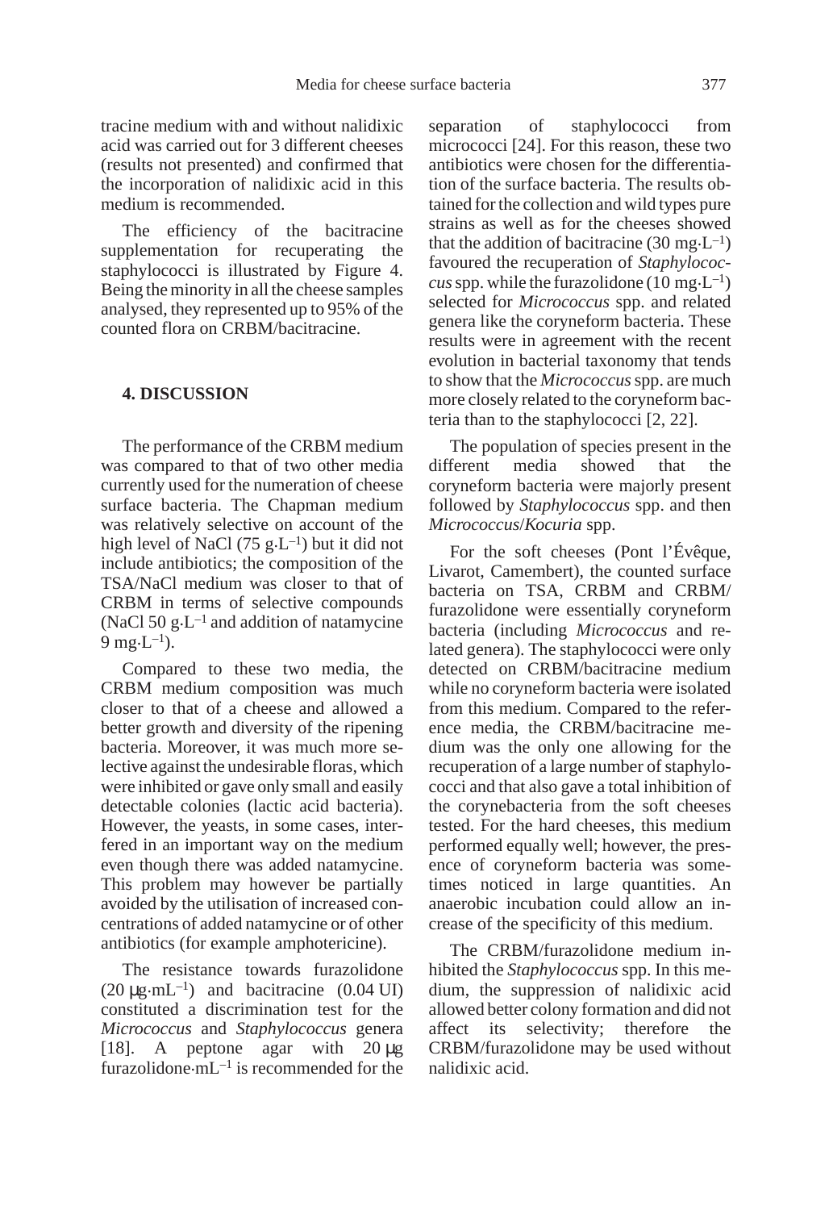tracine medium with and without nalidixic acid was carried out for 3 different cheeses (results not presented) and confirmed that the incorporation of nalidixic acid in this medium is recommended.

The efficiency of the bacitracine supplementation for recuperating the staphylococci is illustrated by Figure 4. Being the minority in all the cheese samples analysed, they represented up to 95% of the counted flora on CRBM/bacitracine.

## 4. DISCUSSION

The performance of the CRBM medium was compared to that of two other media currently used for the numeration of cheese surface bacteria. The Chapman medium was relatively selective on account of the high level of NaCl (75 $g \cdot L^{-1}$) but it did not include antibiotics; the composition of the TSA/NaCl medium was closer to that of CRBM in terms of selective compounds (NaCl 50 $g \cdot L^{-1}$ and addition of natamycine 9 $mg \cdot L^{-1}$).

Compared to these two media, the CRBM medium composition was much closer to that of a cheese and allowed a better growth and diversity of the ripening bacteria. Moreover, it was much more selective against the undesirable floras, which were inhibited or gave only small and easily detectable colonies (lactic acid bacteria). However, the yeasts, in some cases, interfered in an important way on the medium even though there was added natamycine. This problem may however be partially avoided by the utilisation of increased concentrations of added natamycine or of other antibiotics (for example amphotericine).

The resistance towards furazolidone (20 $\mu g \cdot mL^{-1}$) and bacitracine (0.04 UI) constituted a discrimination test for the *Micrococcus* and *Staphylococcus* genera [18]. A peptone agar with 20 $\mu g$ furazolidone$\cdot mL^{-1}$ is recommended for the separation of staphylococci from micrococci [24]. For this reason, these two antibiotics were chosen for the differentiation of the surface bacteria. The results obtained for the collection and wild types pure strains as well as for the cheeses showed that the addition of bacitracine (30 $mg \cdot L^{-1}$) favoured the recuperation of *Staphylococcus* spp. while the furazolidone (10 $mg \cdot L^{-1}$) selected for *Micrococcus* spp. and related genera like the coryneform bacteria. These results were in agreement with the recent evolution in bacterial taxonomy that tends to show that the *Micrococcus* spp. are much more closely related to the coryneform bacteria than to the staphylococci [2, 22].

The population of species present in the different media showed that the coryneform bacteria were majorly present followed by *Staphylococcus* spp. and then *Micrococcus*/*Kocuria* spp.

For the soft cheeses (Pont l'Évêque, Livarot, Camembert), the counted surface bacteria on TSA, CRBM and CRBM/furazolidone were essentially coryneform bacteria (including *Micrococcus* and related genera). The staphylococci were only detected on CRBM/bacitracine medium while no coryneform bacteria were isolated from this medium. Compared to the reference media, the CRBM/bacitracine medium was the only one allowing for the recuperation of a large number of staphylococci and that also gave a total inhibition of the corynebacteria from the soft cheeses tested. For the hard cheeses, this medium performed equally well; however, the presence of coryneform bacteria was sometimes noticed in large quantities. An anaerobic incubation could allow an increase of the specificity of this medium.

The CRBM/furazolidone medium inhibited the *Staphylococcus* spp. In this medium, the suppression of nalidixic acid allowed better colony formation and did not affect its selectivity; therefore the CRBM/furazolidone may be used without nalidixic acid.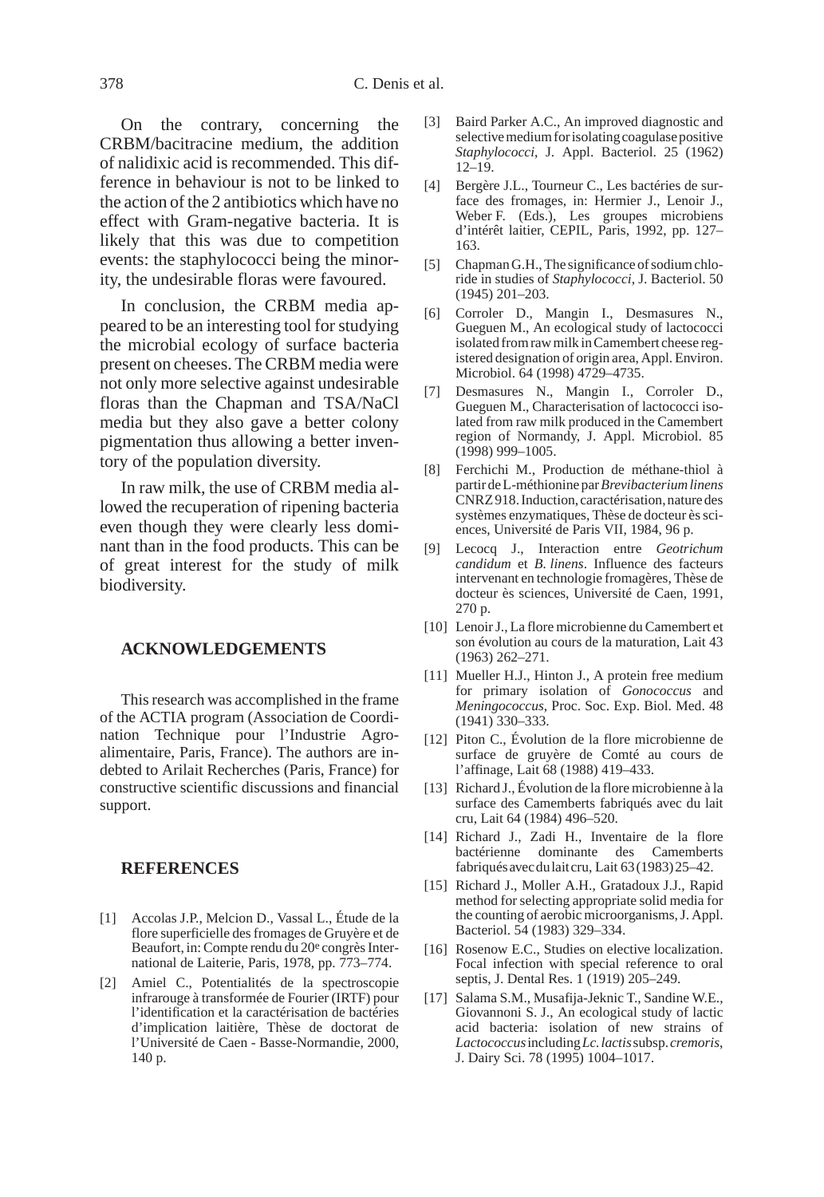On the contrary, concerning the CRBM/bacitracine medium, the addition of nalidixic acid is recommended. This difference in behaviour is not to be linked to the action of the 2 antibiotics which have no effect with Gram-negative bacteria. It is likely that this was due to competition events: the staphylococci being the minority, the undesirable floras were favoured.

In conclusion, the CRBM media appeared to be an interesting tool for studying the microbial ecology of surface bacteria present on cheeses. The CRBM media were not only more selective against undesirable floras than the Chapman and TSA/NaCl media but they also gave a better colony pigmentation thus allowing a better inventory of the population diversity.

In raw milk, the use of CRBM media allowed the recuperation of ripening bacteria even though they were clearly less dominant than in the food products. This can be of great interest for the study of milk biodiversity.

## ACKNOWLEDGEMENTS

This research was accomplished in the frame of the ACTIA program (Association de Coordination Technique pour l'Industrie Agroalimentaire, Paris, France). The authors are indebted to Arilait Recherches (Paris, France) for constructive scientific discussions and financial support.

## REFERENCES

[1] Accolas J.P., Melcion D., Vassal L., Étude de la flore superficielle des fromages de Gruyère et de Beaufort, in: Compte rendu du 20e congrès International de Laiterie, Paris, 1978, pp. 773–774.

[2] Amiel C., Potentialités de la spectroscopie infrarouge à transformée de Fourier (IRTF) pour l'identification et la caractérisation de bactéries d'implication laitière, Thèse de doctorat de l'Université de Caen - Basse-Normandie, 2000, 140 p.

[3] Baird Parker A.C., An improved diagnostic and selective medium for isolating coagulase positive *Staphylococci*, J. Appl. Bacteriol. 25 (1962) 12–19.

[4] Bergère J.L., Tourneur C., Les bactéries de surface des fromages, in: Hermier J., Lenoir J., Weber F. (Eds.), Les groupes microbiens d'intérêt laitier, CEPIL, Paris, 1992, pp. 127–163.

[5] Chapman G.H., The significance of sodium chloride in studies of *Staphylococci*, J. Bacteriol. 50 (1945) 201–203.

[6] Corroler D., Mangin I., Desmasures N., Gueguen M., An ecological study of lactococci isolated from raw milk in Camembert cheese registered designation of origin area, Appl. Environ. Microbiol. 64 (1998) 4729–4735.

[7] Desmasures N., Mangin I., Corroler D., Gueguen M., Characterisation of lactococci isolated from raw milk produced in the Camembert region of Normandy, J. Appl. Microbiol. 85 (1998) 999–1005.

[8] Ferchichi M., Production de méthane-thiol à partir de L-méthionine par *Brevibacterium linens* CNRZ 918. Induction, caractérisation, nature des systèmes enzymatiques, Thèse de docteur ès sciences, Université de Paris VII, 1984, 96 p.

[9] Lecocq J., Interaction entre *Geotrichum candidum* et *B. linens*. Influence des facteurs intervenant en technologie fromagères, Thèse de docteur ès sciences, Université de Caen, 1991, 270 p.

[10] Lenoir J., La flore microbienne du Camembert et son évolution au cours de la maturation, Lait 43 (1963) 262–271.

[11] Mueller H.J., Hinton J., A protein free medium for primary isolation of *Gonococcus* and *Meningococcus*, Proc. Soc. Exp. Biol. Med. 48 (1941) 330–333.

[12] Piton C., Évolution de la flore microbienne de surface de gruyère de Comté au cours de l'affinage, Lait 68 (1988) 419–433.

[13] Richard J., Évolution de la flore microbienne à la surface des Camemberts fabriqués avec du lait cru, Lait 64 (1984) 496–520.

[14] Richard J., Zadi H., Inventaire de la flore bactérienne dominante des Camemberts fabriqués avec du lait cru, Lait 63 (1983) 25–42.

[15] Richard J., Moller A.H., Gratadoux J.J., Rapid method for selecting appropriate solid media for the counting of aerobic microorganisms, J. Appl. Bacteriol. 54 (1983) 329–334.

[16] Rosenow E.C., Studies on elective localization. Focal infection with special reference to oral septis, J. Dental Res. 1 (1919) 205–249.

[17] Salama S.M., Musafija-Jeknic T., Sandine W.E., Giovannoni S. J., An ecological study of lactic acid bacteria: isolation of new strains of *Lactococcus* including *Lc. lactis* subsp. *cremoris*, J. Dairy Sci. 78 (1995) 1004–1017.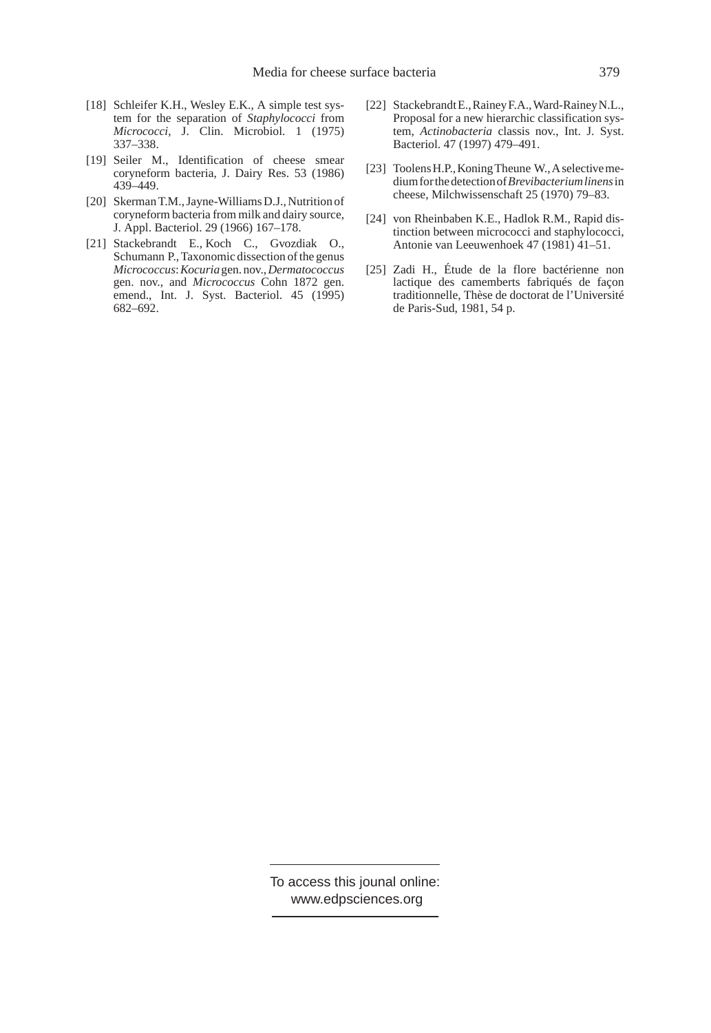[18] Schleifer K.H., Wesley E.K., A simple test system for the separation of *Staphylococci* from *Micrococci*, J. Clin. Microbiol. 1 (1975) 337–338.

[19] Seiler M., Identification of cheese smear coryneform bacteria, J. Dairy Res. 53 (1986) 439–449.

[20] Skerman T.M., Jayne-Williams D.J., Nutrition of coryneform bacteria from milk and dairy source, J. Appl. Bacteriol. 29 (1966) 167–178.

[21] Stackebrandt E., Koch C., Gvozdiak O., Schumann P., Taxonomic dissection of the genus *Micrococcus*: *Kocuria* gen. nov., *Dermatococcus* gen. nov., and *Micrococcus* Cohn 1872 gen. emend., Int. J. Syst. Bacteriol. 45 (1995) 682–692.

[22] Stackebrandt E., Rainey F.A., Ward-Rainey N.L., Proposal for a new hierarchic classification system, *Actinobacteria* classis nov., Int. J. Syst. Bacteriol. 47 (1997) 479–491.

[23] Toolens H.P., Koning Theune W., A selective medium for the detection of *Brevibacterium linens* in cheese, Milchwissenschaft 25 (1970) 79–83.

[24] von Rheinbaben K.E., Hadlok R.M., Rapid distinction between micrococci and staphylococci, Antonie van Leeuwenhoek 47 (1981) 41–51.

[25] Zadi H., Étude de la flore bactérienne non lactique des camemberts fabriqués de façon traditionnelle, Thèse de doctorat de l'Université de Paris-Sud, 1981, 54 p.

To access this jounal online:
www.edpsciences.org